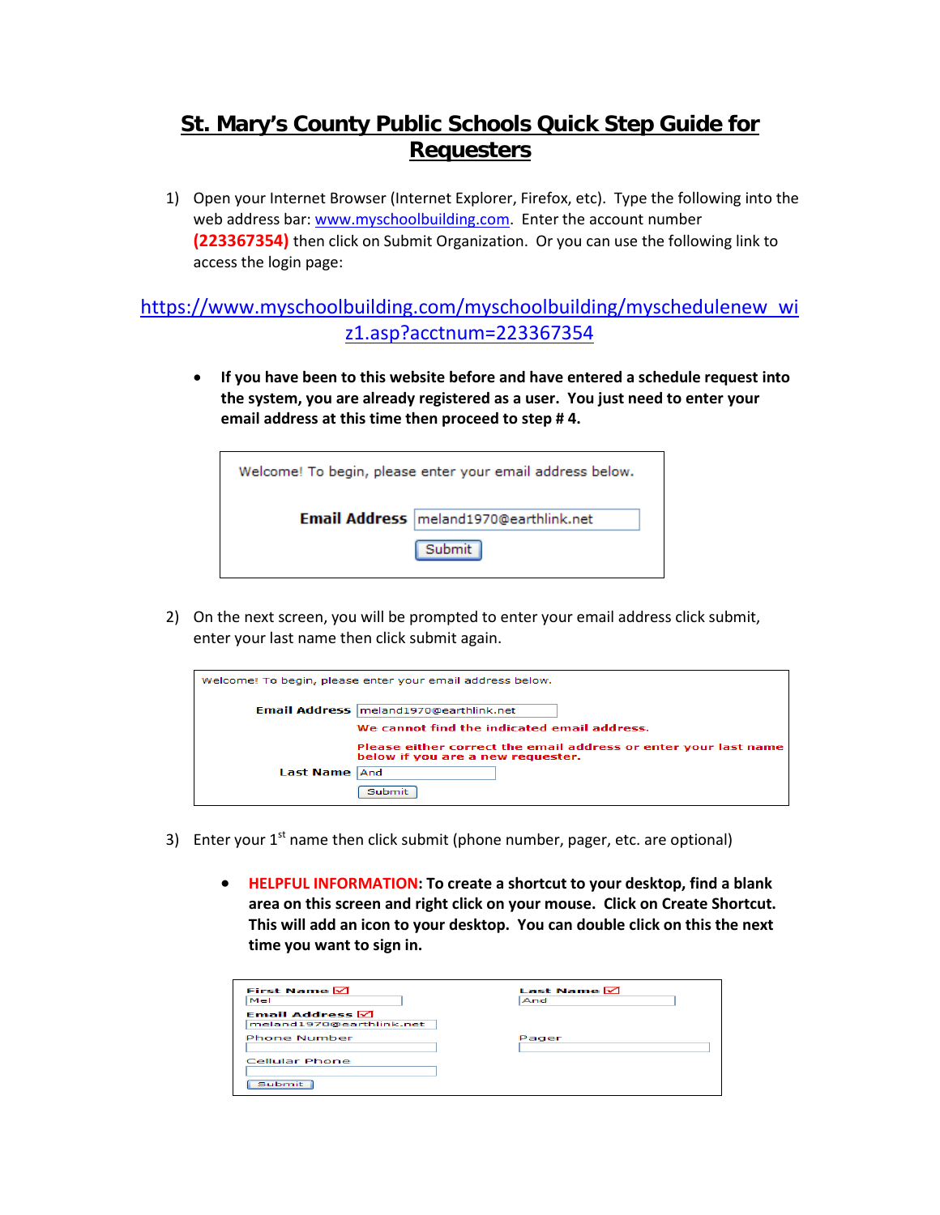# St. Mary's County Public Schools Quick Step Guide for Requesters

1) Open your Internet Browser (Internet Explorer, Firefox, etc). Type the following into the web address bar: www.myschoolbuilding.com. Enter the account number **(223367354)** then click on Submit Organization. Or you can use the following link to access the login page:

https://www.myschoolbuilding.com/myschoolbuilding/myschedulenew_wiz1.asp?acctnum=223367354

- **If you have been to this website before and have entered a schedule request into the system, you are already registered as a user. You just need to enter your email address at this time then proceed to step # 4.**

Welcome! To begin, please enter your email address below.

**Email Address** meland1970@earthlink.net

Submit

2) On the next screen, you will be prompted to enter your email address click submit, enter your last name then click submit again.

Welcome! To begin, please enter your email address below.

**Email Address** meland1970@earthlink.net

**We cannot find the indicated email address.**

**Please either correct the email address or enter your last name below if you are a new requester.**

**Last Name** And

Submit

3) Enter your 1st name then click submit (phone number, pager, etc. are optional)

- **HELPFUL INFORMATION: To create a shortcut to your desktop, find a blank area on this screen and right click on your mouse. Click on Create Shortcut. This will add an icon to your desktop. You can double click on this the next time you want to sign in.**

**First Name** Mel

**Last Name** And

**Email Address** meland1970@earthlink.net

Phone Number

Pager

Cellular Phone

Submit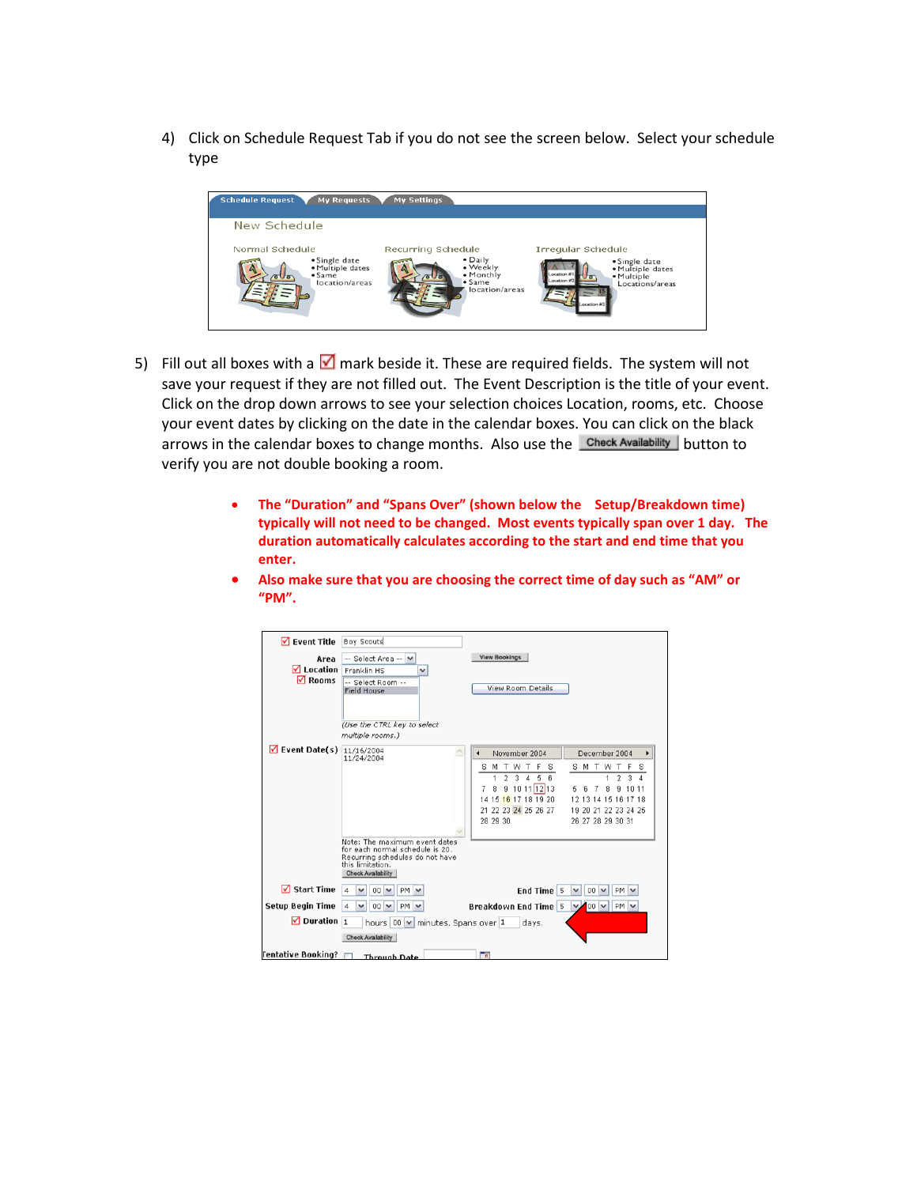4) Click on Schedule Request Tab if you do not see the screen below. Select your schedule type

5) Fill out all boxes with a ☑ mark beside it. These are required fields. The system will not save your request if they are not filled out. The Event Description is the title of your event. Click on the drop down arrows to see your selection choices Location, rooms, etc. Choose your event dates by clicking on the date in the calendar boxes. You can click on the black arrows in the calendar boxes to change months. Also use the **Check Availability** button to verify you are not double booking a room.

- **The "Duration" and "Spans Over" (shown below the Setup/Breakdown time) typically will not need to be changed. Most events typically span over 1 day. The duration automatically calculates according to the start and end time that you enter.**
- **Also make sure that you are choosing the correct time of day such as "AM" or "PM".**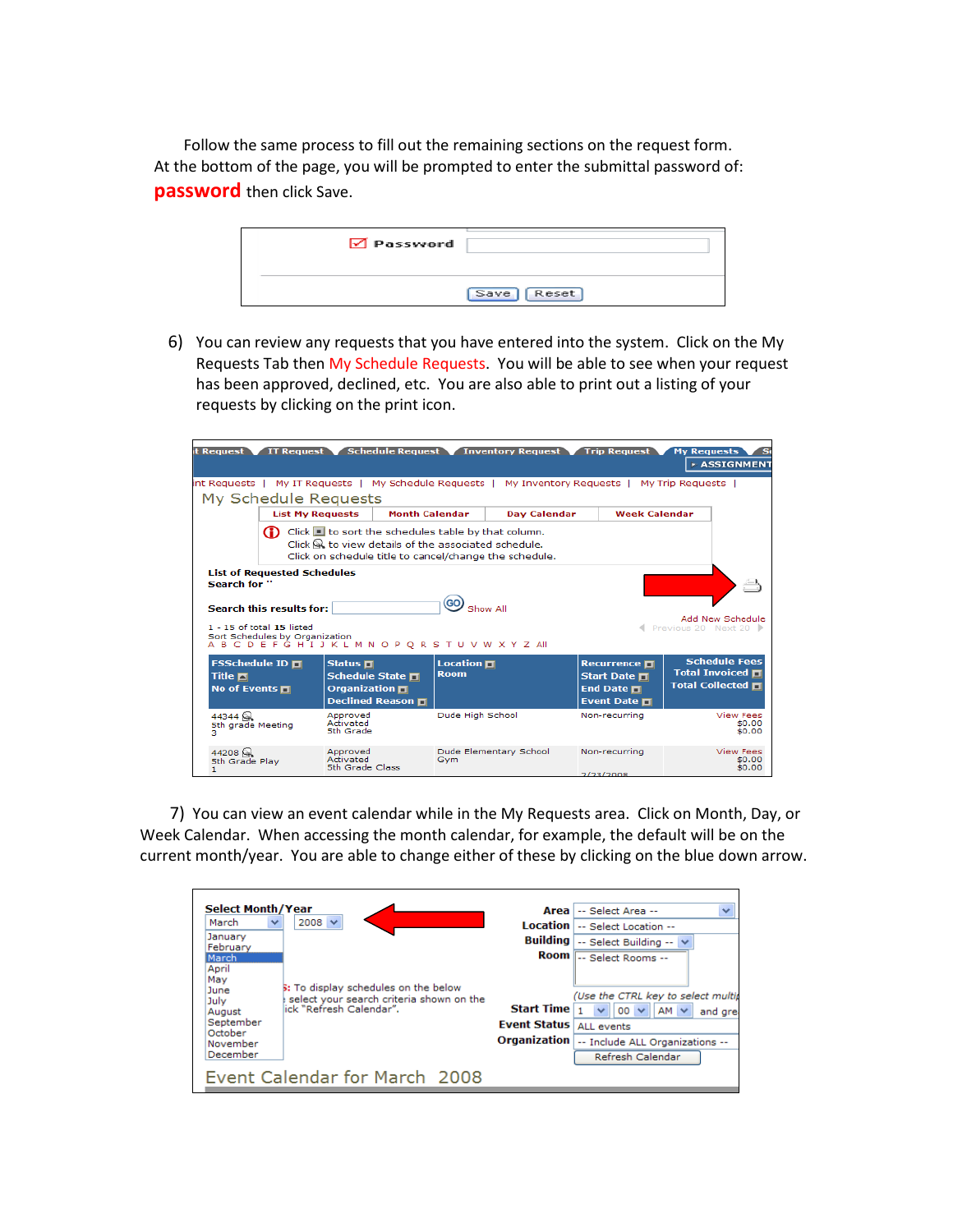Follow the same process to fill out the remaining sections on the request form. At the bottom of the page, you will be prompted to enter the submittal password of: **password** then click Save.

6) You can review any requests that you have entered into the system. Click on the My Requests Tab then My Schedule Requests. You will be able to see when your request has been approved, declined, etc. You are also able to print out a listing of your requests by clicking on the print icon.

7) You can view an event calendar while in the My Requests area. Click on Month, Day, or Week Calendar. When accessing the month calendar, for example, the default will be on the current month/year. You are able to change either of these by clicking on the blue down arrow.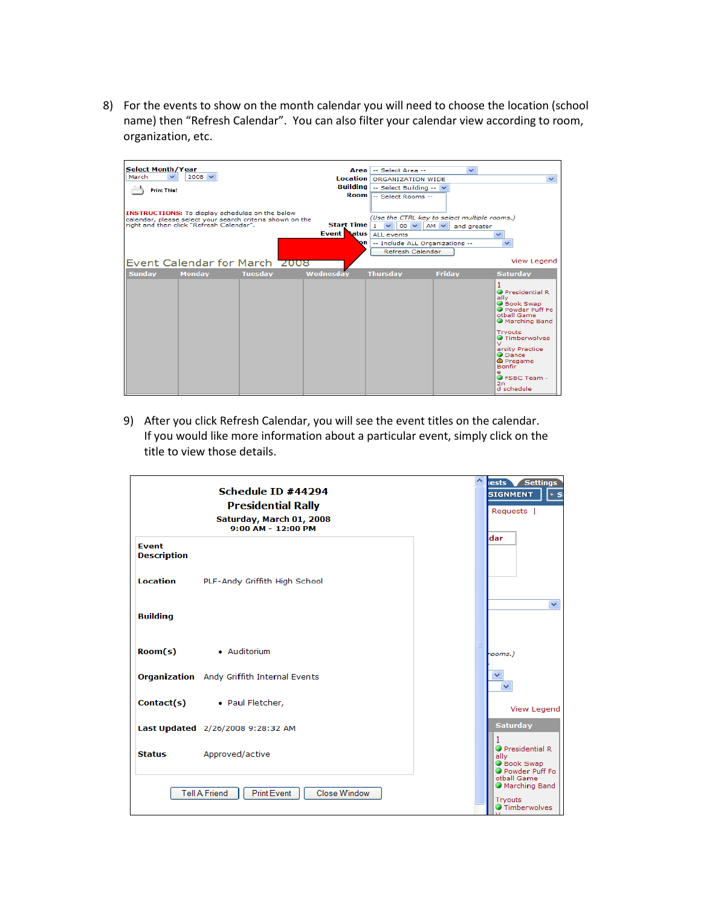8) For the events to show on the month calendar you will need to choose the location (school name) then "Refresh Calendar". You can also filter your calendar view according to room, organization, etc.

9) After you click Refresh Calendar, you will see the event titles on the calendar. If you would like more information about a particular event, simply click on the title to view those details.